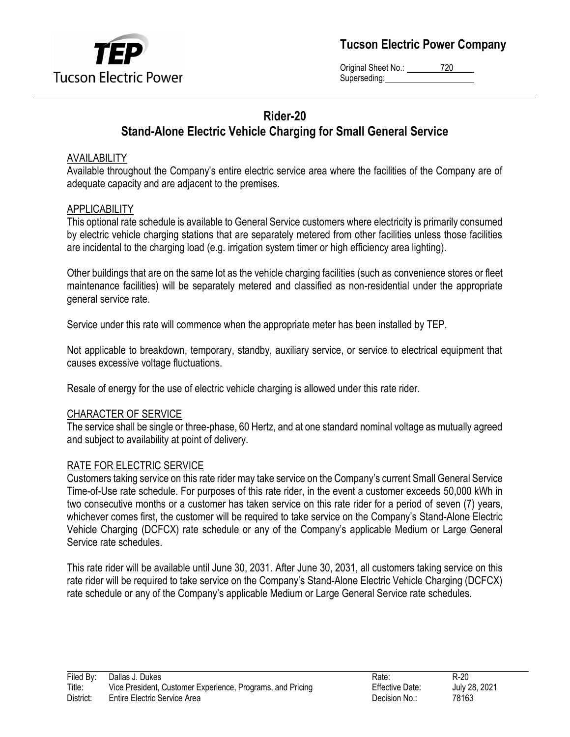# Tucson Electric Power Company

Original Sheet No.: 720
Superseding:

## Rider-20
## Stand-Alone Electric Vehicle Charging for Small General Service

### AVAILABILITY

Available throughout the Company's entire electric service area where the facilities of the Company are of adequate capacity and are adjacent to the premises.

### APPLICABILITY

This optional rate schedule is available to General Service customers where electricity is primarily consumed by electric vehicle charging stations that are separately metered from other facilities unless those facilities are incidental to the charging load (e.g. irrigation system timer or high efficiency area lighting).

Other buildings that are on the same lot as the vehicle charging facilities (such as convenience stores or fleet maintenance facilities) will be separately metered and classified as non-residential under the appropriate general service rate.

Service under this rate will commence when the appropriate meter has been installed by TEP.

Not applicable to breakdown, temporary, standby, auxiliary service, or service to electrical equipment that causes excessive voltage fluctuations.

Resale of energy for the use of electric vehicle charging is allowed under this rate rider.

### CHARACTER OF SERVICE

The service shall be single or three-phase, 60 Hertz, and at one standard nominal voltage as mutually agreed and subject to availability at point of delivery.

### RATE FOR ELECTRIC SERVICE

Customers taking service on this rate rider may take service on the Company's current Small General Service Time-of-Use rate schedule. For purposes of this rate rider, in the event a customer exceeds 50,000 kWh in two consecutive months or a customer has taken service on this rate rider for a period of seven (7) years, whichever comes first, the customer will be required to take service on the Company's Stand-Alone Electric Vehicle Charging (DCFCX) rate schedule or any of the Company's applicable Medium or Large General Service rate schedules.

This rate rider will be available until June 30, 2031. After June 30, 2031, all customers taking service on this rate rider will be required to take service on the Company's Stand-Alone Electric Vehicle Charging (DCFCX) rate schedule or any of the Company's applicable Medium or Large General Service rate schedules.

| | | | |
|---|---|---|---|
| Filed By: Dallas J. Dukes | | Rate: | R-20 |
| Title: Vice President, Customer Experience, Programs, and Pricing | | Effective Date: | July 28, 2021 |
| District: Entire Electric Service Area | | Decision No.: | 78163 |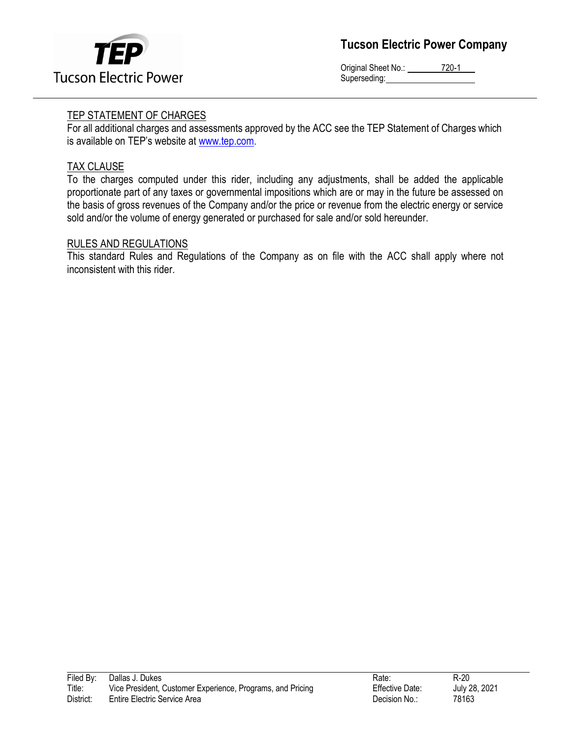## TEP STATEMENT OF CHARGES

For all additional charges and assessments approved by the ACC see the TEP Statement of Charges which is available on TEP's website at www.tep.com.

## TAX CLAUSE

To the charges computed under this rider, including any adjustments, shall be added the applicable proportionate part of any taxes or governmental impositions which are or may in the future be assessed on the basis of gross revenues of the Company and/or the price or revenue from the electric energy or service sold and/or the volume of energy generated or purchased for sale and/or sold hereunder.

## RULES AND REGULATIONS

This standard Rules and Regulations of the Company as on file with the ACC shall apply where not inconsistent with this rider.